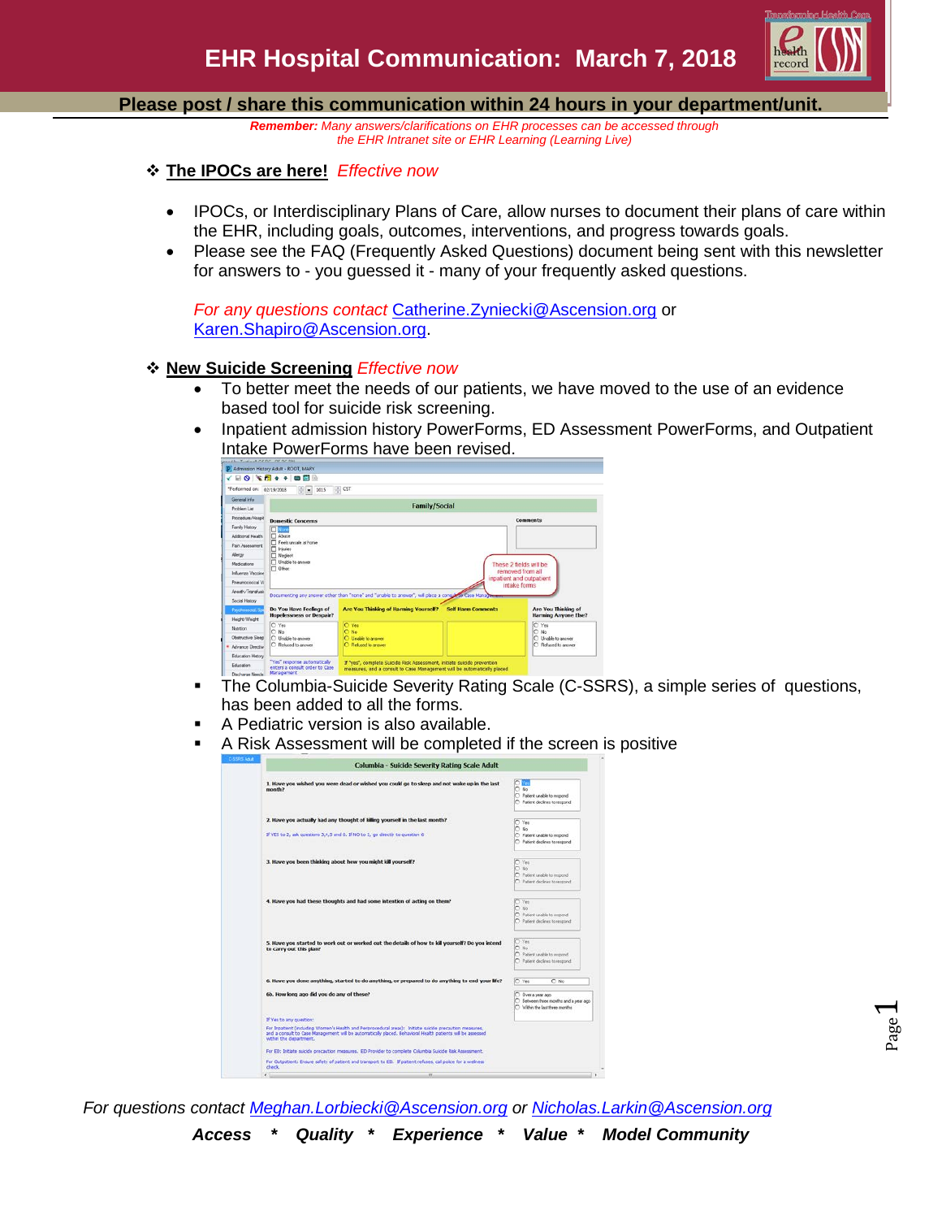# EHR Hospital Communication: March 7, 2018

**Please post / share this communication within 24 hours in your department/unit.**

*Remember: Many answers/clarifications on EHR processes can be accessed through the EHR Intranet site or EHR Learning (Learning Live)*

## ❖ The IPOCs are here! *Effective now*

- IPOCs, or Interdisciplinary Plans of Care, allow nurses to document their plans of care within the EHR, including goals, outcomes, interventions, and progress towards goals.
- Please see the FAQ (Frequently Asked Questions) document being sent with this newsletter for answers to - you guessed it - many of your frequently asked questions.

*For any questions contact* Catherine.Zyniecki@Ascension.org or Karen.Shapiro@Ascension.org.

## ❖ New Suicide Screening *Effective now*

- To better meet the needs of our patients, we have moved to the use of an evidence based tool for suicide risk screening.
- Inpatient admission history PowerForms, ED Assessment PowerForms, and Outpatient Intake PowerForms have been revised.

- The Columbia-Suicide Severity Rating Scale (C-SSRS), a simple series of questions, has been added to all the forms.
- A Pediatric version is also available.
- A Risk Assessment will be completed if the screen is positive

*For questions contact* Meghan.Lorbiecki@Ascension.org *or* Nicholas.Larkin@Ascension.org

***Access * Quality * Experience * Value * Model Community***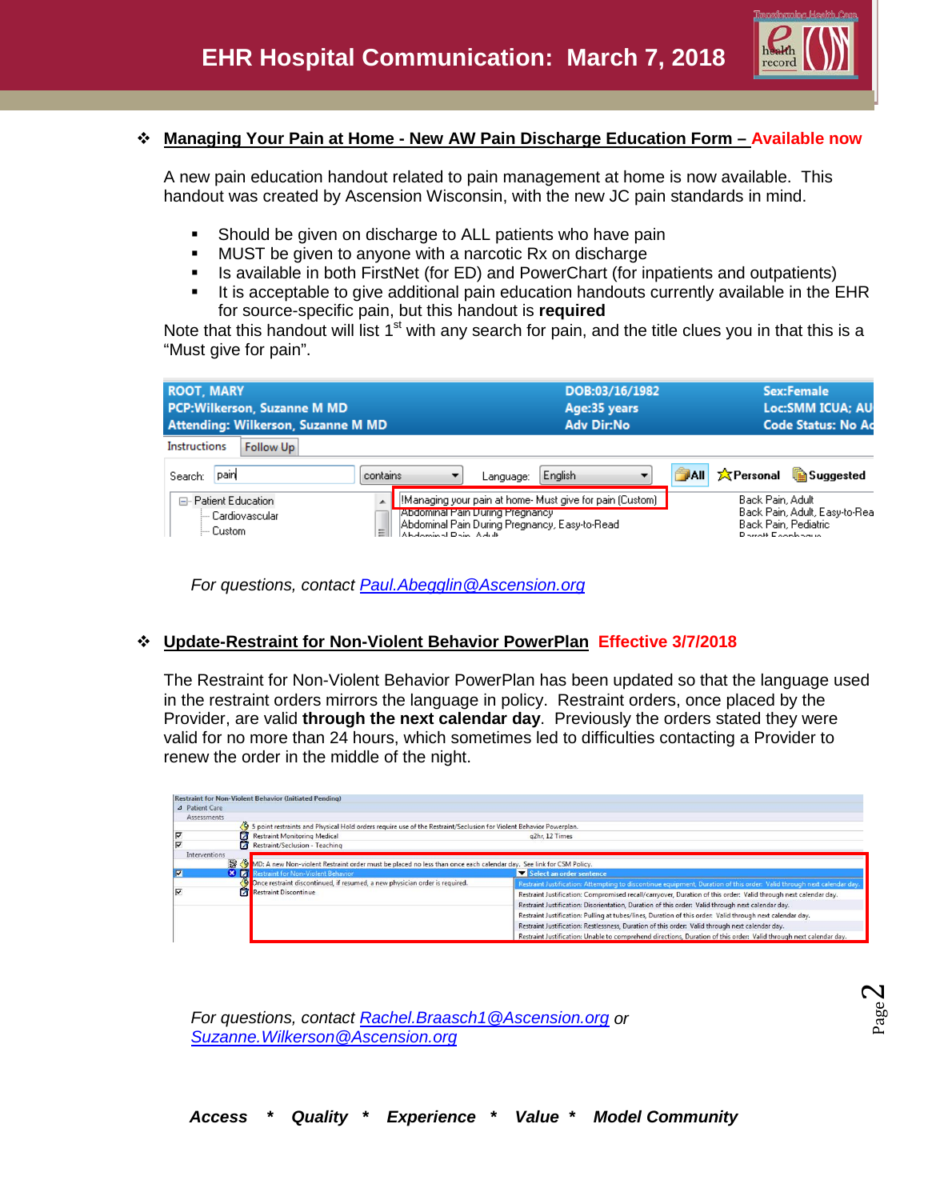## Managing Your Pain at Home - New AW Pain Discharge Education Form – Available now

A new pain education handout related to pain management at home is now available. This handout was created by Ascension Wisconsin, with the new JC pain standards in mind.

- Should be given on discharge to ALL patients who have pain
- MUST be given to anyone with a narcotic Rx on discharge
- Is available in both FirstNet (for ED) and PowerChart (for inpatients and outpatients)
- It is acceptable to give additional pain education handouts currently available in the EHR for source-specific pain, but this handout is **required**

Note that this handout will list 1st with any search for pain, and the title clues you in that this is a "Must give for pain".

*For questions, contact Paul.Abegglin@Ascension.org*

## Update-Restraint for Non-Violent Behavior PowerPlan Effective 3/7/2018

The Restraint for Non-Violent Behavior PowerPlan has been updated so that the language used in the restraint orders mirrors the language in policy. Restraint orders, once placed by the Provider, are valid **through the next calendar day**. Previously the orders stated they were valid for no more than 24 hours, which sometimes led to difficulties contacting a Provider to renew the order in the middle of the night.

*For questions, contact Rachel.Braasch1@Ascension.org or Suzanne.Wilkerson@Ascension.org*

***Access * Quality * Experience * Value * Model Community***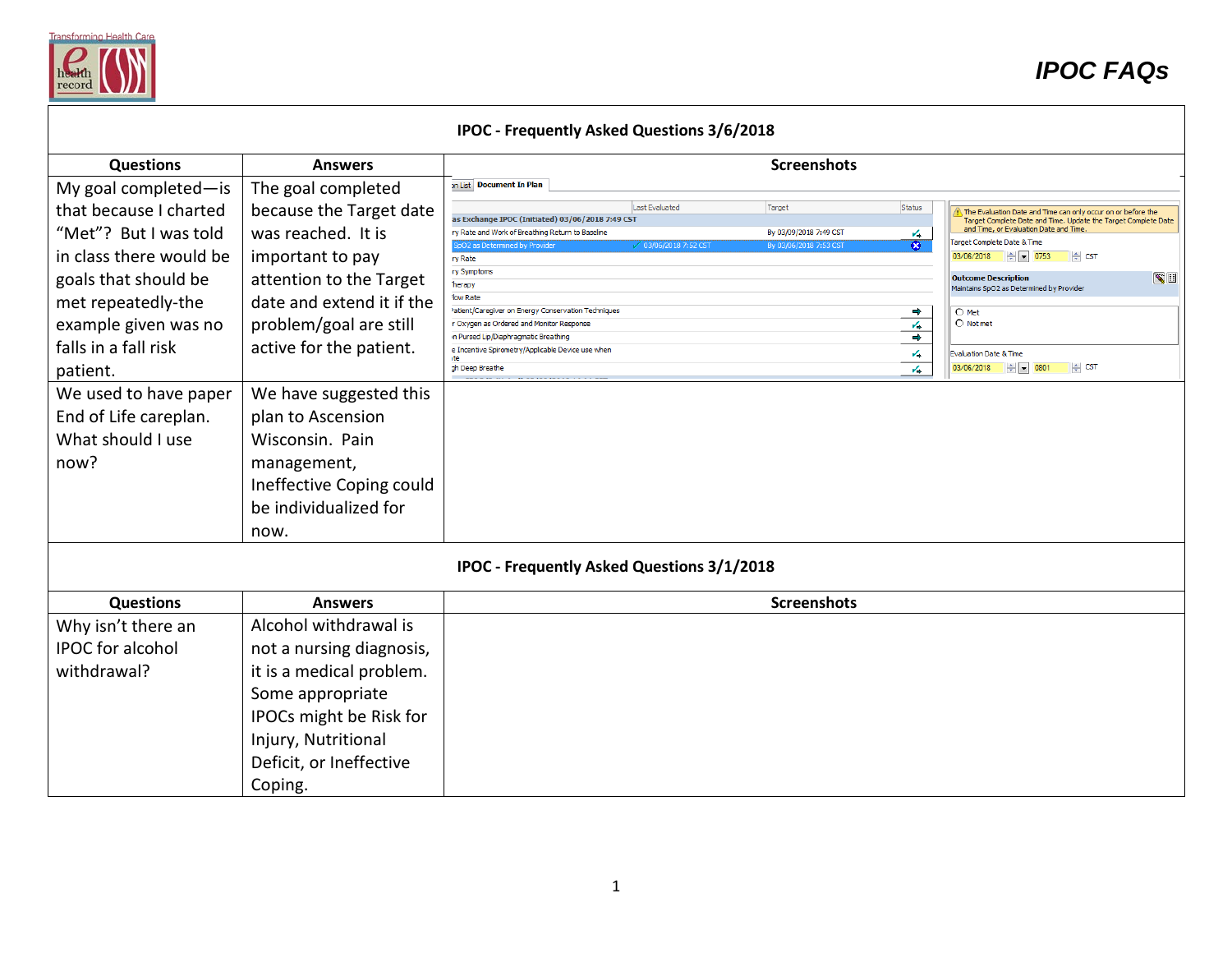# IPOC FAQs

| IPOC - Frequently Asked Questions 3/6/2018 | | |
|---|---|---|
| **Questions** | **Answers** | **Screenshots** |
| My goal completed—is that because I charted "Met"? But I was told in class there would be goals that should be met repeatedly-the example given was no falls in a fall risk patient. | The goal completed because the Target date was reached. It is important to pay attention to the Target date and extend it if the problem/goal are still active for the patient. | |
| We used to have paper End of Life careplan. What should I use now? | We have suggested this plan to Ascension Wisconsin. Pain management, Ineffective Coping could be individualized for now. | |

| IPOC - Frequently Asked Questions 3/1/2018 | | |
|---|---|---|
| **Questions** | **Answers** | **Screenshots** |
| Why isn't there an IPOC for alcohol withdrawal? | Alcohol withdrawal is not a nursing diagnosis, it is a medical problem. Some appropriate IPOCs might be Risk for Injury, Nutritional Deficit, or Ineffective Coping. | |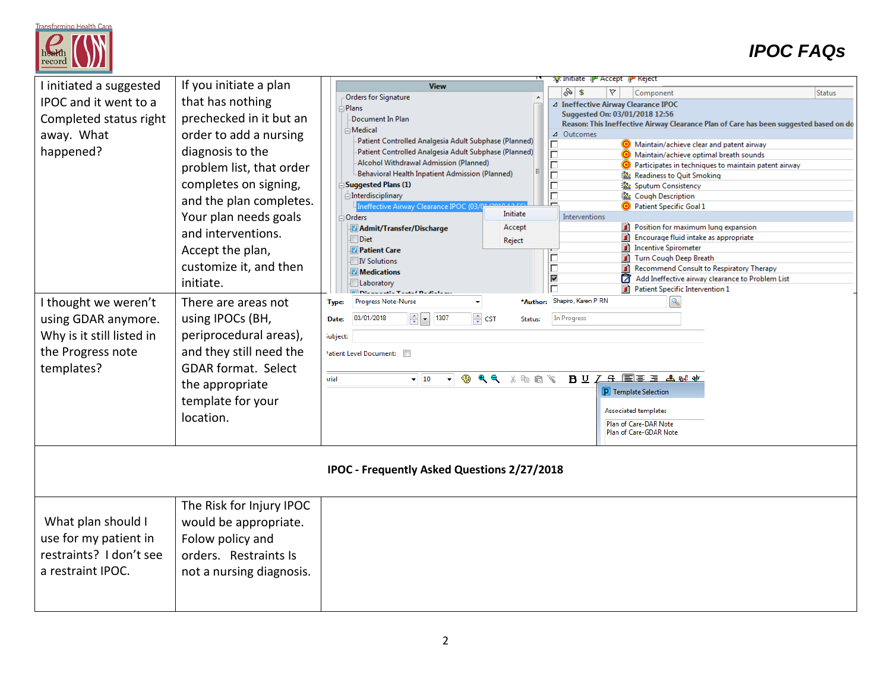# IPOC FAQs

| Question | Answer | |
|---|---|---|
| I initiated a suggested IPOC and it went to a Completed status right away. What happened? | If you initiate a plan that has nothing prechecked in it but an order to add a nursing diagnosis to the problem list, that order completes on signing, and the plan completes. Your plan needs goals and interventions. Accept the plan, customize it, and then initiate. | |
| I thought we weren't using GDAR anymore. Why is it still listed in the Progress note templates? | There are areas not using IPOCs (BH, periprocedural areas), and they still need the GDAR format. Select the appropriate template for your location. | |
| **IPOC - Frequently Asked Questions 2/27/2018** | | |
| What plan should I use for my patient in restraints? I don't see a restraint IPOC. | The Risk for Injury IPOC would be appropriate. Folow policy and orders. Restraints Is not a nursing diagnosis. | |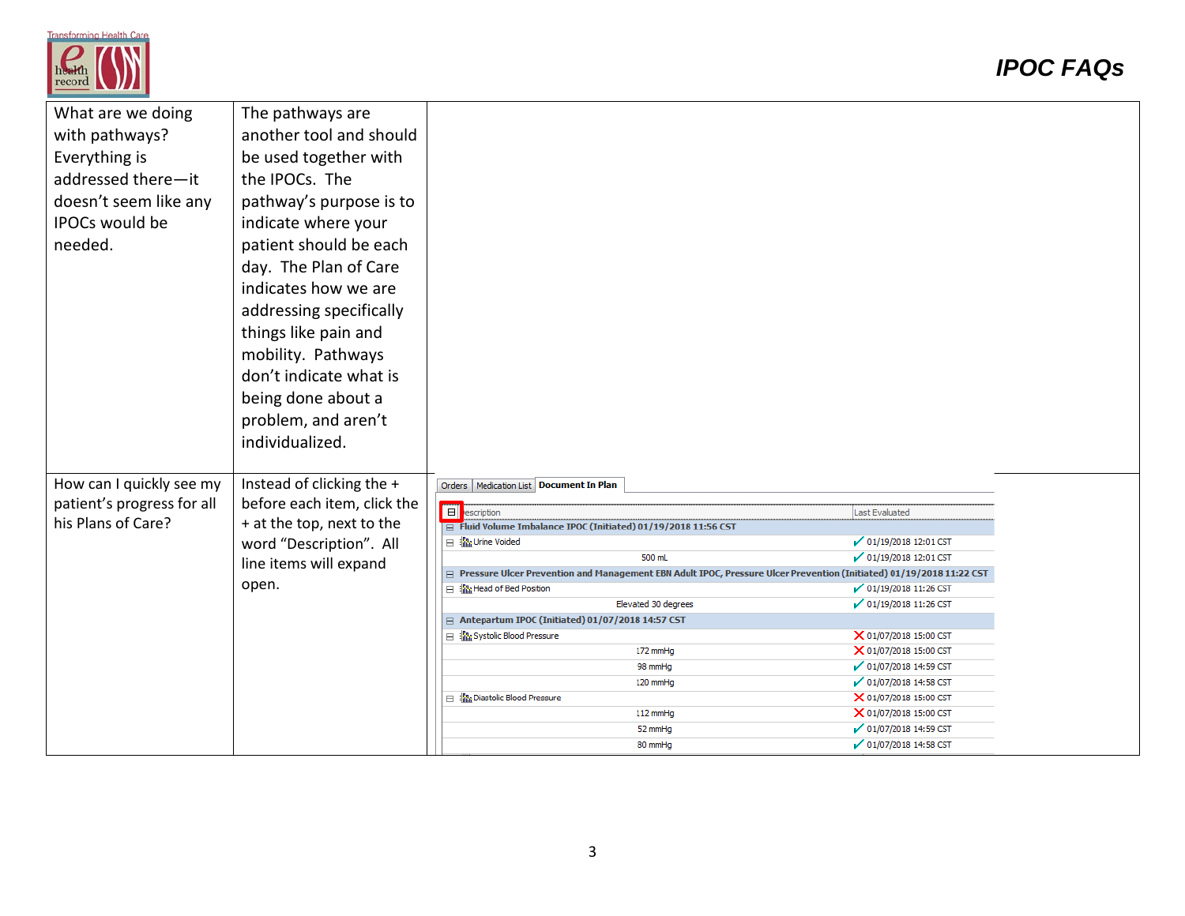# IPOC FAQs

| | | |
|---|---|---|
| What are we doing with pathways? Everything is addressed there—it doesn't seem like any IPOCs would be needed. | The pathways are another tool and should be used together with the IPOCs. The pathway's purpose is to indicate where your patient should be each day. The Plan of Care indicates how we are addressing specifically things like pain and mobility. Pathways don't indicate what is being done about a problem, and aren't individualized. | |
| How can I quickly see my patient's progress for all his Plans of Care? | Instead of clicking the + before each item, click the + at the top, next to the word "Description". All line items will expand open. | Orders \| Medication List \| **Document In Plan** |

| Description | Last Evaluated |
|---|---|
| **Fluid Volume Imbalance IPOC (Initiated) 01/19/2018 11:56 CST** | |
| Urine Voided | ✓ 01/19/2018 12:01 CST |
| 500 mL | ✓ 01/19/2018 12:01 CST |
| **Pressure Ulcer Prevention and Management EBN Adult IPOC, Pressure Ulcer Prevention (Initiated) 01/19/2018 11:22 CST** | |
| Head of Bed Position | ✓ 01/19/2018 11:26 CST |
| Elevated 30 degrees | ✓ 01/19/2018 11:26 CST |
| **Antepartum IPOC (Initiated) 01/07/2018 14:57 CST** | |
| Systolic Blood Pressure | ✗ 01/07/2018 15:00 CST |
| 172 mmHg | ✗ 01/07/2018 15:00 CST |
| 98 mmHg | ✓ 01/07/2018 14:59 CST |
| 120 mmHg | ✓ 01/07/2018 14:58 CST |
| Diastolic Blood Pressure | ✗ 01/07/2018 15:00 CST |
| 112 mmHg | ✗ 01/07/2018 15:00 CST |
| 52 mmHg | ✓ 01/07/2018 14:59 CST |
| 80 mmHg | ✓ 01/07/2018 14:58 CST |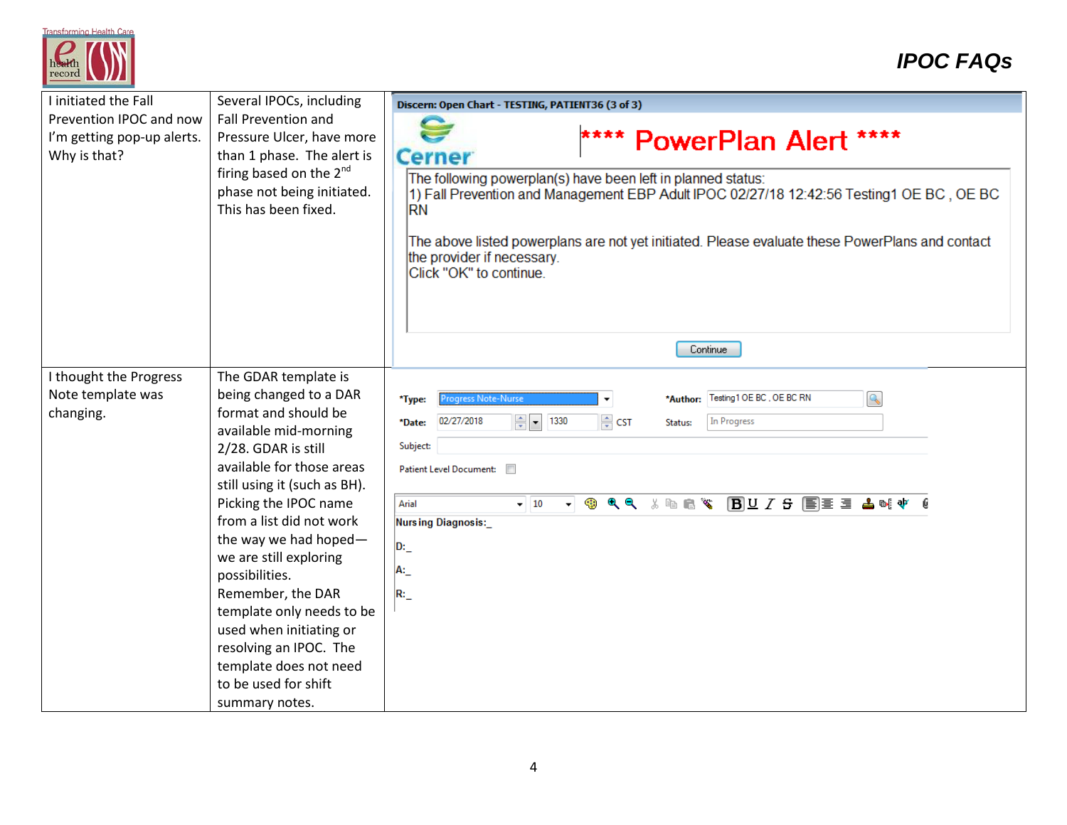| | | |
|---|---|---|
| I initiated the Fall Prevention IPOC and now I'm getting pop-up alerts. Why is that? | Several IPOCs, including Fall Prevention and Pressure Ulcer, have more than 1 phase. The alert is firing based on the 2nd phase not being initiated. This has been fixed. | Discern: Open Chart - TESTING, PATIENT36 (3 of 3)<br>Cerner<br>**** PowerPlan Alert ****<br>The following powerplan(s) have been left in planned status:<br>1) Fall Prevention and Management EBP Adult IPOC 02/27/18 12:42:56 Testing1 OE BC , OE BC RN<br>The above listed powerplans are not yet initiated. Please evaluate these PowerPlans and contact the provider if necessary.<br>Click "OK" to continue.<br>Continue |
| I thought the Progress Note template was changing. | The GDAR template is being changed to a DAR format and should be available mid-morning 2/28. GDAR is still available for those areas still using it (such as BH). Picking the IPOC name from a list did not work the way we had hoped—we are still exploring possibilities.<br>Remember, the DAR template only needs to be used when initiating or resolving an IPOC. The template does not need to be used for shift summary notes. | *Type: Progress Note-Nurse *Author: Testing1 OE BC , OE BC RN<br>*Date: 02/27/2018 1330 CST Status: In Progress<br>Subject:<br>Patient Level Document:<br>Arial 10<br>Nursing Diagnosis:_<br>D:_<br>A:_<br>R:_ |